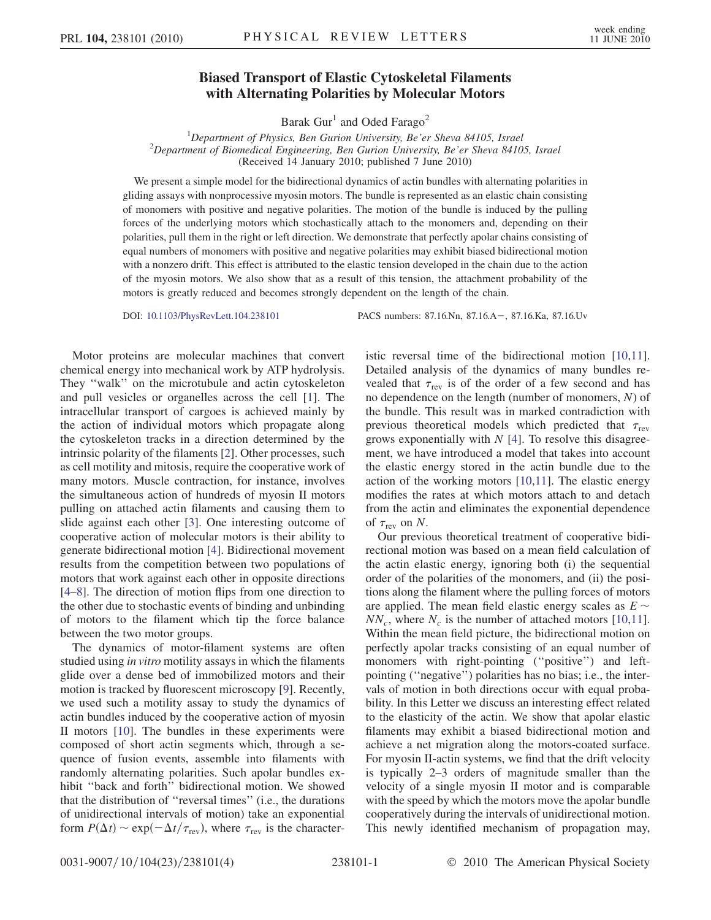# Biased Transport of Elastic Cytoskeletal Filaments with Alternating Polarities by Molecular Motors

Barak Gur[1] and Oded Farago[2]

[1]Department of Physics, Ben Gurion University, Be'er Sheva 84105, Israel
[2]Department of Biomedical Engineering, Ben Gurion University, Be'er Sheva 84105, Israel
(Received 14 January 2010; published 7 June 2010)

We present a simple model for the bidirectional dynamics of actin bundles with alternating polarities in gliding assays with nonprocessive myosin motors. The bundle is represented as an elastic chain consisting of monomers with positive and negative polarities. The motion of the bundle is induced by the pulling forces of the underlying motors which stochastically attach to the monomers and, depending on their polarities, pull them in the right or left direction. We demonstrate that perfectly apolar chains consisting of equal numbers of monomers with positive and negative polarities may exhibit biased bidirectional motion with a nonzero drift. This effect is attributed to the elastic tension developed in the chain due to the action of the myosin motors. We also show that as a result of this tension, the attachment probability of the motors is greatly reduced and becomes strongly dependent on the length of the chain.

DOI: 10.1103/PhysRevLett.104.238101 PACS numbers: 87.16.Nn, 87.16.A−, 87.16.Ka, 87.16.Uv

Motor proteins are molecular machines that convert chemical energy into mechanical work by ATP hydrolysis. They "walk" on the microtubule and actin cytoskeleton and pull vesicles or organelles across the cell [1]. The intracellular transport of cargoes is achieved mainly by the action of individual motors which propagate along the cytoskeleton tracks in a direction determined by the intrinsic polarity of the filaments [2]. Other processes, such as cell motility and mitosis, require the cooperative work of many motors. Muscle contraction, for instance, involves the simultaneous action of hundreds of myosin II motors pulling on attached actin filaments and causing them to slide against each other [3]. One interesting outcome of cooperative action of molecular motors is their ability to generate bidirectional motion [4]. Bidirectional movement results from the competition between two populations of motors that work against each other in opposite directions [4–8]. The direction of motion flips from one direction to the other due to stochastic events of binding and unbinding of motors to the filament which tip the force balance between the two motor groups.

The dynamics of motor-filament systems are often studied using *in vitro* motility assays in which the filaments glide over a dense bed of immobilized motors and their motion is tracked by fluorescent microscopy [9]. Recently, we used such a motility assay to study the dynamics of actin bundles induced by the cooperative action of myosin II motors [10]. The bundles in these experiments were composed of short actin segments which, through a sequence of fusion events, assemble into filaments with randomly alternating polarities. Such apolar bundles exhibit "back and forth" bidirectional motion. We showed that the distribution of "reversal times" (i.e., the durations of unidirectional intervals of motion) take an exponential form $P(\Delta t) \sim \exp(-\Delta t/\tau_{\rm rev})$, where $\tau_{\rm rev}$ is the characteristic reversal time of the bidirectional motion [10,11]. Detailed analysis of the dynamics of many bundles revealed that $\tau_{\rm rev}$ is of the order of a few second and has no dependence on the length (number of monomers, $N$) of the bundle. This result was in marked contradiction with previous theoretical models which predicted that $\tau_{\rm rev}$ grows exponentially with $N$ [4]. To resolve this disagreement, we have introduced a model that takes into account the elastic energy stored in the actin bundle due to the action of the working motors [10,11]. The elastic energy modifies the rates at which motors attach to and detach from the actin and eliminates the exponential dependence of $\tau_{\rm rev}$ on $N$.

Our previous theoretical treatment of cooperative bidirectional motion was based on a mean field calculation of the actin elastic energy, ignoring both (i) the sequential order of the polarities of the monomers, and (ii) the positions along the filament where the pulling forces of motors are applied. The mean field elastic energy scales as $E \sim NN_c$, where $N_c$ is the number of attached motors [10,11]. Within the mean field picture, the bidirectional motion on perfectly apolar tracks consisting of an equal number of monomers with right-pointing ("positive") and left-pointing ("negative") polarities has no bias; i.e., the intervals of motion in both directions occur with equal probability. In this Letter we discuss an interesting effect related to the elasticity of the actin. We show that apolar elastic filaments may exhibit a biased bidirectional motion and achieve a net migration along the motors-coated surface. For myosin II-actin systems, we find that the drift velocity is typically 2–3 orders of magnitude smaller than the velocity of a single myosin II motor and is comparable with the speed by which the motors move the apolar bundle cooperatively during the intervals of unidirectional motion. This newly identified mechanism of propagation may,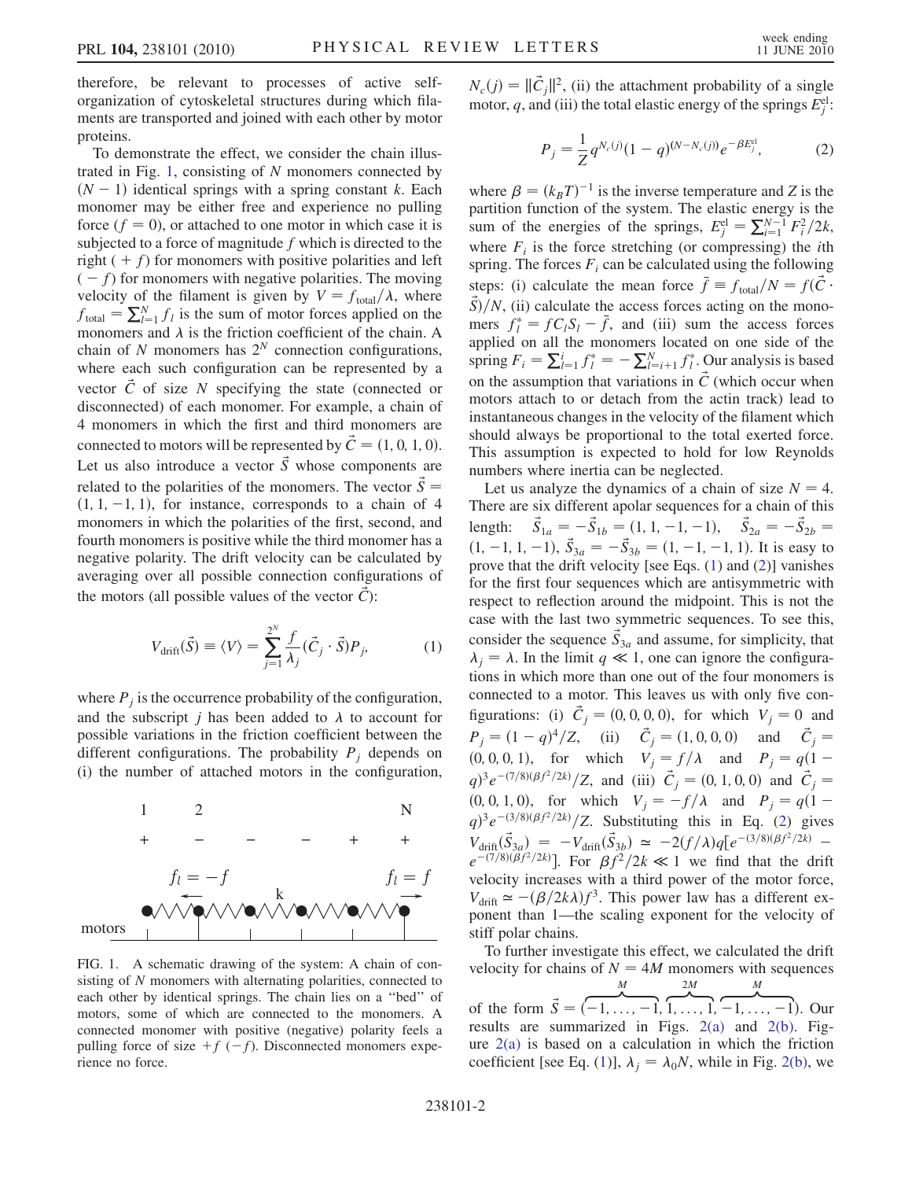therefore, be relevant to processes of active self-organization of cytoskeletal structures during which filaments are transported and joined with each other by motor proteins.

To demonstrate the effect, we consider the chain illustrated in Fig. 1, consisting of $N$ monomers connected by $(N-1)$ identical springs with a spring constant $k$. Each monomer may be either free and experience no pulling force ($f = 0$), or attached to one motor in which case it is subjected to a force of magnitude $f$ which is directed to the right ($+f$) for monomers with positive polarities and left ($-f$) for monomers with negative polarities. The moving velocity of the filament is given by $V = f_{\text{total}}/\lambda$, where $f_{\text{total}} = \sum_{l=1}^{N} f_l$ is the sum of motor forces applied on the monomers and $\lambda$ is the friction coefficient of the chain. A chain of $N$ monomers has $2^N$ connection configurations, where each such configuration can be represented by a vector $\vec{C}$ of size $N$ specifying the state (connected or disconnected) of each monomer. For example, a chain of 4 monomers in which the first and third monomers are connected to motors will be represented by $\vec{C} = (1, 0, 1, 0)$. Let us also introduce a vector $\vec{S}$ whose components are related to the polarities of the monomers. The vector $\vec{S} = (1, 1, -1, 1)$, for instance, corresponds to a chain of 4 monomers in which the polarities of the first, second, and fourth monomers is positive while the third monomer has a negative polarity. The drift velocity can be calculated by averaging over all possible connection configurations of the motors (all possible values of the vector $\vec{C}$):

$$V_{\text{drift}}(\vec{S}) \equiv \langle V \rangle = \sum_{j=1}^{2^N} \frac{f}{\lambda_j} (\vec{C}_j \cdot \vec{S}) P_j, \tag{1}$$

where $P_j$ is the occurrence probability of the configuration, and the subscript $j$ has been added to $\lambda$ to account for possible variations in the friction coefficient between the different configurations. The probability $P_j$ depends on (i) the number of attached motors in the configuration, $N_c(j) = \|\vec{C}_j\|^2$, (ii) the attachment probability of a single motor, $q$, and (iii) the total elastic energy of the springs $E_j^{\text{el}}$:

$$P_j = \frac{1}{Z} q^{N_c(j)} (1-q)^{(N-N_c(j))} e^{-\beta E_j^{\text{el}}}, \tag{2}$$

where $\beta = (k_B T)^{-1}$ is the inverse temperature and $Z$ is the partition function of the system. The elastic energy is the sum of the energies of the springs, $E_j^{\text{el}} = \sum_{i=1}^{N-1} F_i^2/2k$, where $F_i$ is the force stretching (or compressing) the $i$th spring. The forces $F_i$ can be calculated using the following steps: (i) calculate the mean force $\bar{f} \equiv f_{\text{total}}/N = f(\vec{C} \cdot \vec{S})/N$, (ii) calculate the access forces acting on the monomers $f_l^* = f C_l S_l - \bar{f}$, and (iii) sum the access forces applied on all the monomers located on one side of the spring $F_i = \sum_{l=1}^{i} f_l^* = -\sum_{l=i+1}^{N} f_l^*$. Our analysis is based on the assumption that variations in $\vec{C}$ (which occur when motors attach to or detach from the actin track) lead to instantaneous changes in the velocity of the filament which should always be proportional to the total exerted force. This assumption is expected to hold for low Reynolds numbers where inertia can be neglected.

Let us analyze the dynamics of a chain of size $N = 4$. There are six different apolar sequences for a chain of this length: $\vec{S}_{1a} = -\vec{S}_{1b} = (1, 1, -1, -1)$, $\vec{S}_{2a} = -\vec{S}_{2b} = (1, -1, 1, -1)$, $\vec{S}_{3a} = -\vec{S}_{3b} = (1, -1, -1, 1)$. It is easy to prove that the drift velocity [see Eqs. (1) and (2)] vanishes for the first four sequences which are antisymmetric with respect to reflection around the midpoint. This is not the case with the last two symmetric sequences. To see this, consider the sequence $\vec{S}_{3a}$ and assume, for simplicity, that $\lambda_j = \lambda$. In the limit $q \ll 1$, one can ignore the configurations in which more than one out of the four monomers is connected to a motor. This leaves us with only five configurations: (i) $\vec{C}_j = (0, 0, 0, 0)$, for which $V_j = 0$ and $P_j = (1-q)^4/Z$, (ii) $\vec{C}_j = (1, 0, 0, 0)$ and $\vec{C}_j = (0, 0, 0, 1)$, for which $V_j = f/\lambda$ and $P_j = q(1-q)^3 e^{-(7/8)(\beta f^2/2k)}/Z$, and (iii) $\vec{C}_j = (0, 1, 0, 0)$ and $\vec{C}_j = (0, 0, 1, 0)$, for which $V_j = -f/\lambda$ and $P_j = q(1-q)^3 e^{-(3/8)(\beta f^2/2k)}/Z$. Substituting this in Eq. (2) gives $V_{\text{drift}}(\vec{S}_{3a}) = -V_{\text{drift}}(\vec{S}_{3b}) \simeq -2(f/\lambda)q[e^{-(3/8)(\beta f^2/2k)} - e^{-(7/8)(\beta f^2/2k)}]$. For $\beta f^2/2k \ll 1$ we find that the drift velocity increases with a third power of the motor force, $V_{\text{drift}} \simeq -(\beta/2k\lambda)f^3$. This power law has a different exponent than 1—the scaling exponent for the velocity of stiff polar chains.

To further investigate this effect, we calculated the drift velocity for chains of $N = 4M$ monomers with sequences of the form $\vec{S} = (\overbrace{-1, \ldots, -1}^{M}, \overbrace{1, \ldots, 1}^{2M}, \overbrace{-1, \ldots, -1}^{M})$. Our results are summarized in Figs. 2(a) and 2(b). Figure 2(a) is based on a calculation in which the friction coefficient [see Eq. (1)], $\lambda_j = \lambda_0 N$, while in Fig. 2(b), we

FIG. 1. A schematic drawing of the system: A chain of consisting of $N$ monomers with alternating polarities, connected to each other by identical springs. The chain lies on a "bed" of motors, some of which are connected to the monomers. A connected monomer with positive (negative) polarity feels a pulling force of size $+f$ ($-f$). Disconnected monomers experience no force.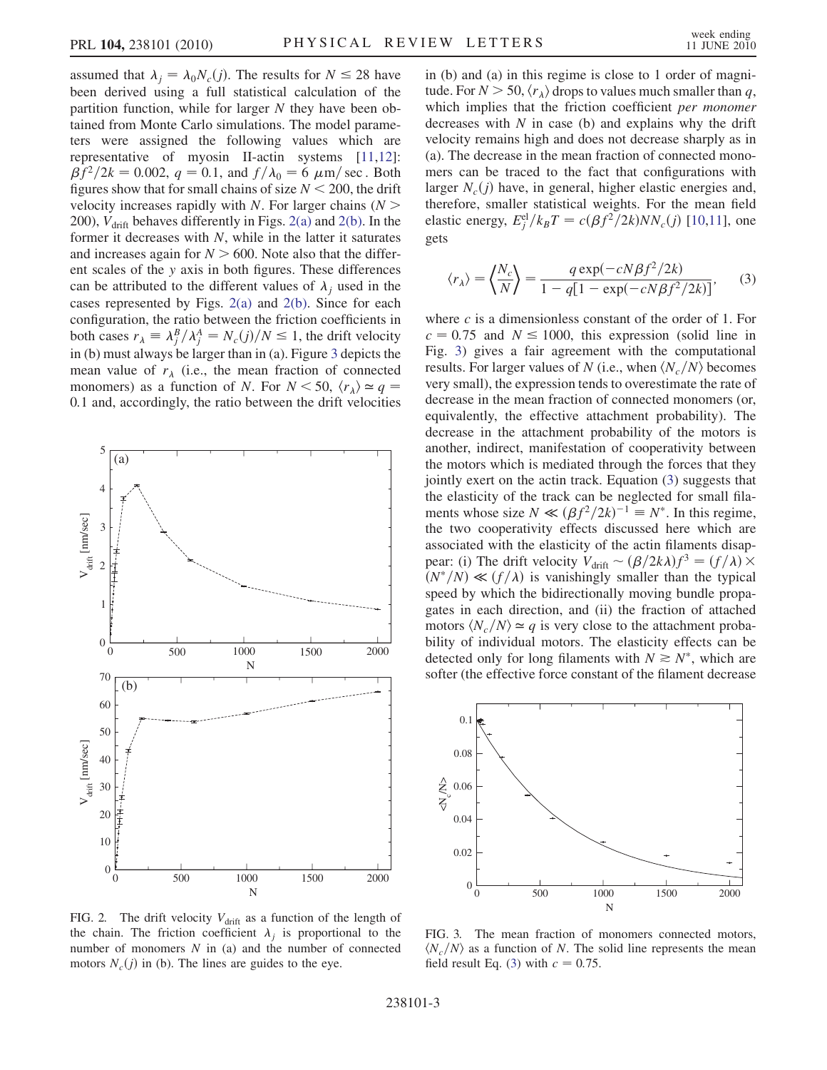assumed that $\lambda_j = \lambda_0 N_c(j)$. The results for $N \leq 28$ have been derived using a full statistical calculation of the partition function, while for larger $N$ they have been obtained from Monte Carlo simulations. The model parameters were assigned the following values which are representative of myosin II-actin systems [11,12]: $\beta f^2/2k = 0.002$, $q = 0.1$, and $f/\lambda_0 = 6\ \mu\text{m/sec}$. Both figures show that for small chains of size $N < 200$, the drift velocity increases rapidly with $N$. For larger chains ($N > 200$), $V_{\text{drift}}$ behaves differently in Figs. 2(a) and 2(b). In the former it decreases with $N$, while in the latter it saturates and increases again for $N > 600$. Note also that the different scales of the $y$ axis in both figures. These differences can be attributed to the different values of $\lambda_j$ used in the cases represented by Figs. 2(a) and 2(b). Since for each configuration, the ratio between the friction coefficients in both cases $r_\lambda \equiv \lambda_j^B/\lambda_j^A = N_c(j)/N \leq 1$, the drift velocity in (b) must always be larger than in (a). Figure 3 depicts the mean value of $r_\lambda$ (i.e., the mean fraction of connected monomers) as a function of $N$. For $N < 50$, $\langle r_\lambda \rangle \simeq q = 0.1$ and, accordingly, the ratio between the drift velocities in (b) and (a) in this regime is close to 1 order of magnitude. For $N > 50$, $\langle r_\lambda \rangle$ drops to values much smaller than $q$, which implies that the friction coefficient *per monomer* decreases with $N$ in case (b) and explains why the drift velocity remains high and does not decrease sharply as in (a). The decrease in the mean fraction of connected monomers can be traced to the fact that configurations with larger $N_c(j)$ have, in general, higher elastic energies and, therefore, smaller statistical weights. For the mean field elastic energy, $E_j^{\text{el}}/k_B T = c(\beta f^2/2k)NN_c(j)$ [10,11], one gets

$$\langle r_\lambda \rangle = \left\langle \frac{N_c}{N} \right\rangle = \frac{q \exp(-cN\beta f^2/2k)}{1 - q[1 - \exp(-cN\beta f^2/2k)]}, \tag{3}$$

where $c$ is a dimensionless constant of the order of 1. For $c = 0.75$ and $N \leq 1000$, this expression (solid line in Fig. 3) gives a fair agreement with the computational results. For larger values of $N$ (i.e., when $\langle N_c/N \rangle$ becomes very small), the expression tends to overestimate the rate of decrease in the mean fraction of connected monomers (or, equivalently, the effective attachment probability). The decrease in the attachment probability of the motors is another, indirect, manifestation of cooperativity between the motors which is mediated through the forces that they jointly exert on the actin track. Equation (3) suggests that the elasticity of the track can be neglected for small filaments whose size $N \ll (\beta f^2/2k)^{-1} \equiv N^*$. In this regime, the two cooperativity effects discussed here which are associated with the elasticity of the actin filaments disappear: (i) The drift velocity $V_{\text{drift}} \sim (\beta/2k\lambda)f^3 = (f/\lambda) \times (N^*/N) \ll (f/\lambda)$ is vanishingly smaller than the typical speed by which the bidirectionally moving bundle propagates in each direction, and (ii) the fraction of attached motors $\langle N_c/N \rangle \simeq q$ is very close to the attachment probability of individual motors. The elasticity effects can be detected only for long filaments with $N \gtrsim N^*$, which are softer (the effective force constant of the filament decrease

FIG. 2. The drift velocity $V_{\text{drift}}$ as a function of the length of the chain. The friction coefficient $\lambda_j$ is proportional to the number of monomers $N$ in (a) and the number of connected motors $N_c(j)$ in (b). The lines are guides to the eye.

FIG. 3. The mean fraction of monomers connected motors, $\langle N_c/N \rangle$ as a function of $N$. The solid line represents the mean field result Eq. (3) with $c = 0.75$.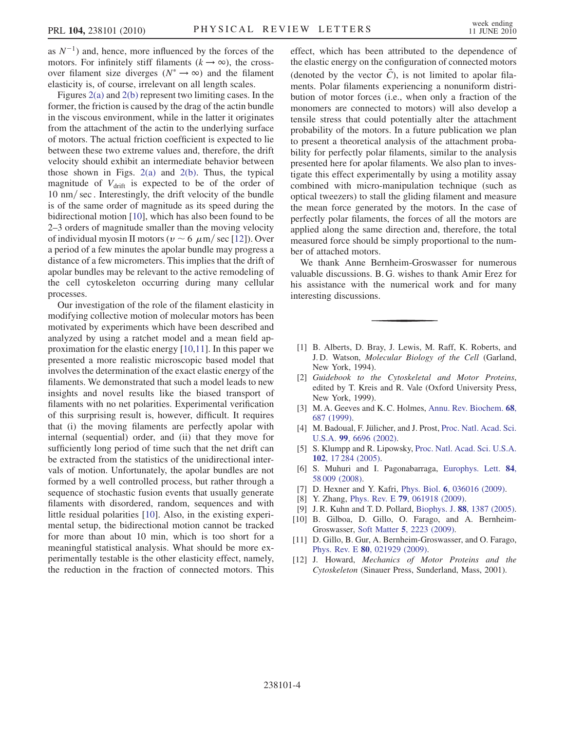as $N^{-1}$) and, hence, more influenced by the forces of the motors. For infinitely stiff filaments ($k \rightarrow \infty$), the crossover filament size diverges ($N^* \rightarrow \infty$) and the filament elasticity is, of course, irrelevant on all length scales.

Figures 2(a) and 2(b) represent two limiting cases. In the former, the friction is caused by the drag of the actin bundle in the viscous environment, while in the latter it originates from the attachment of the actin to the underlying surface of motors. The actual friction coefficient is expected to lie between these two extreme values and, therefore, the drift velocity should exhibit an intermediate behavior between those shown in Figs. 2(a) and 2(b). Thus, the typical magnitude of $V_{\rm drift}$ is expected to be of the order of 10 nm/ sec . Interestingly, the drift velocity of the bundle is of the same order of magnitude as its speed during the bidirectional motion [10], which has also been found to be 2–3 orders of magnitude smaller than the moving velocity of individual myosin II motors ($v \sim 6\ \mu$m/ sec [12]). Over a period of a few minutes the apolar bundle may progress a distance of a few micrometers. This implies that the drift of apolar bundles may be relevant to the active remodeling of the cell cytoskeleton occurring during many cellular processes.

Our investigation of the role of the filament elasticity in modifying collective motion of molecular motors has been motivated by experiments which have been described and analyzed by using a ratchet model and a mean field approximation for the elastic energy [10,11]. In this paper we presented a more realistic microscopic based model that involves the determination of the exact elastic energy of the filaments. We demonstrated that such a model leads to new insights and novel results like the biased transport of filaments with no net polarities. Experimental verification of this surprising result is, however, difficult. It requires that (i) the moving filaments are perfectly apolar with internal (sequential) order, and (ii) that they move for sufficiently long period of time such that the net drift can be extracted from the statistics of the unidirectional intervals of motion. Unfortunately, the apolar bundles are not formed by a well controlled process, but rather through a sequence of stochastic fusion events that usually generate filaments with disordered, random, sequences and with little residual polarities [10]. Also, in the existing experimental setup, the bidirectional motion cannot be tracked for more than about 10 min, which is too short for a meaningful statistical analysis. What should be more experimentally testable is the other elasticity effect, namely, the reduction in the fraction of connected motors. This effect, which has been attributed to the dependence of the elastic energy on the configuration of connected motors (denoted by the vector $\vec{C}$), is not limited to apolar filaments. Polar filaments experiencing a nonuniform distribution of motor forces (i.e., when only a fraction of the monomers are connected to motors) will also develop a tensile stress that could potentially alter the attachment probability of the motors. In a future publication we plan to present a theoretical analysis of the attachment probability for perfectly polar filaments, similar to the analysis presented here for apolar filaments. We also plan to investigate this effect experimentally by using a motility assay combined with micro-manipulation technique (such as optical tweezers) to stall the gliding filament and measure the mean force generated by the motors. In the case of perfectly polar filaments, the forces of all the motors are applied along the same direction and, therefore, the total measured force should be simply proportional to the number of attached motors.

We thank Anne Bernheim-Groswasser for numerous valuable discussions. B. G. wishes to thank Amir Erez for his assistance with the numerical work and for many interesting discussions.

---

[1] B. Alberts, D. Bray, J. Lewis, M. Raff, K. Roberts, and J. D. Watson, *Molecular Biology of the Cell* (Garland, New York, 1994).

[2] *Guidebook to the Cytoskeletal and Motor Proteins*, edited by T. Kreis and R. Vale (Oxford University Press, New York, 1999).

[3] M. A. Geeves and K. C. Holmes, Annu. Rev. Biochem. **68**, 687 (1999).

[4] M. Badoual, F. Jülicher, and J. Prost, Proc. Natl. Acad. Sci. U.S.A. **99**, 6696 (2002).

[5] S. Klumpp and R. Lipowsky, Proc. Natl. Acad. Sci. U.S.A. **102**, 17 284 (2005).

[6] S. Muhuri and I. Pagonabarraga, Europhys. Lett. **84**, 58 009 (2008).

[7] D. Hexner and Y. Kafri, Phys. Biol. **6**, 036016 (2009).

[8] Y. Zhang, Phys. Rev. E **79**, 061918 (2009).

[9] J. R. Kuhn and T. D. Pollard, Biophys. J. **88**, 1387 (2005).

[10] B. Gilboa, D. Gillo, O. Farago, and A. Bernheim-Groswasser, Soft Matter **5**, 2223 (2009).

[11] D. Gillo, B. Gur, A. Bernheim-Groswasser, and O. Farago, Phys. Rev. E **80**, 021929 (2009).

[12] J. Howard, *Mechanics of Motor Proteins and the Cytoskeleton* (Sinauer Press, Sunderland, Mass, 2001).